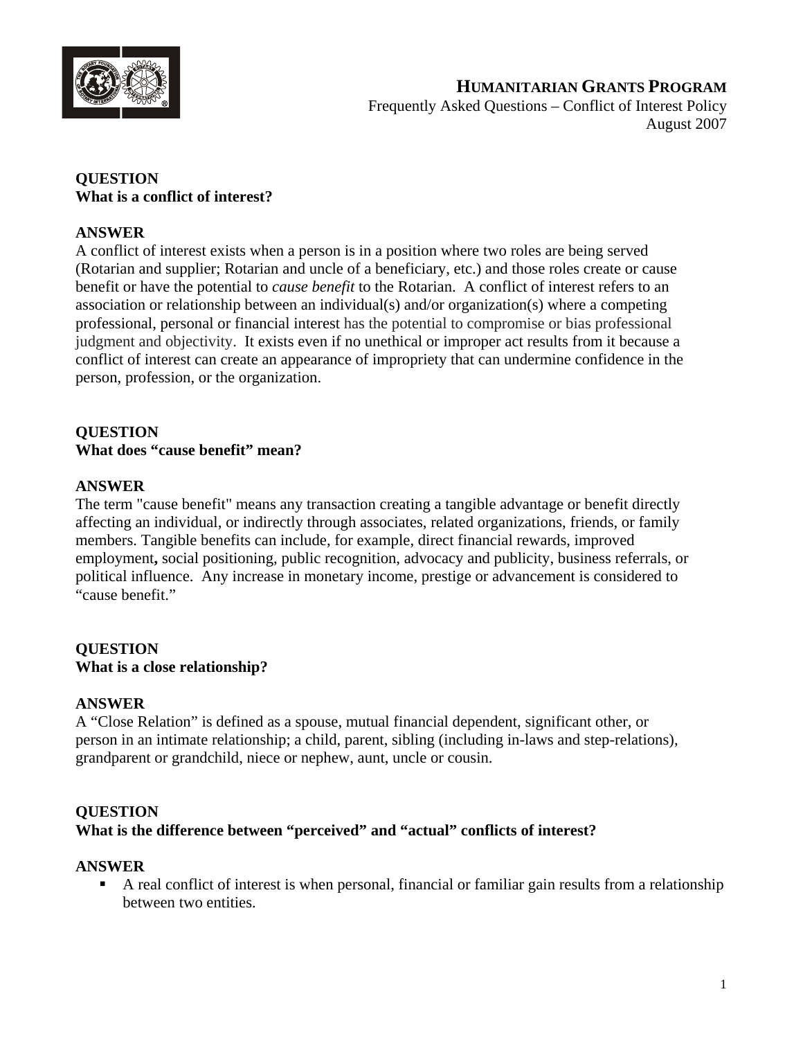# HUMANITARIAN GRANTS PROGRAM

Frequently Asked Questions – Conflict of Interest Policy
August 2007

**QUESTION**
**What is a conflict of interest?**

**ANSWER**
A conflict of interest exists when a person is in a position where two roles are being served (Rotarian and supplier; Rotarian and uncle of a beneficiary, etc.) and those roles create or cause benefit or have the potential to *cause benefit* to the Rotarian. A conflict of interest refers to an association or relationship between an individual(s) and/or organization(s) where a competing professional, personal or financial interest has the potential to compromise or bias professional judgment and objectivity. It exists even if no unethical or improper act results from it because a conflict of interest can create an appearance of impropriety that can undermine confidence in the person, profession, or the organization.

**QUESTION**
**What does "cause benefit" mean?**

**ANSWER**
The term "cause benefit" means any transaction creating a tangible advantage or benefit directly affecting an individual, or indirectly through associates, related organizations, friends, or family members. Tangible benefits can include, for example, direct financial rewards, improved employment**,** social positioning, public recognition, advocacy and publicity, business referrals, or political influence. Any increase in monetary income, prestige or advancement is considered to "cause benefit."

**QUESTION**
**What is a close relationship?**

**ANSWER**
A "Close Relation" is defined as a spouse, mutual financial dependent, significant other, or person in an intimate relationship; a child, parent, sibling (including in-laws and step-relations), grandparent or grandchild, niece or nephew, aunt, uncle or cousin.

**QUESTION**
**What is the difference between "perceived" and "actual" conflicts of interest?**

**ANSWER**

- A real conflict of interest is when personal, financial or familiar gain results from a relationship between two entities.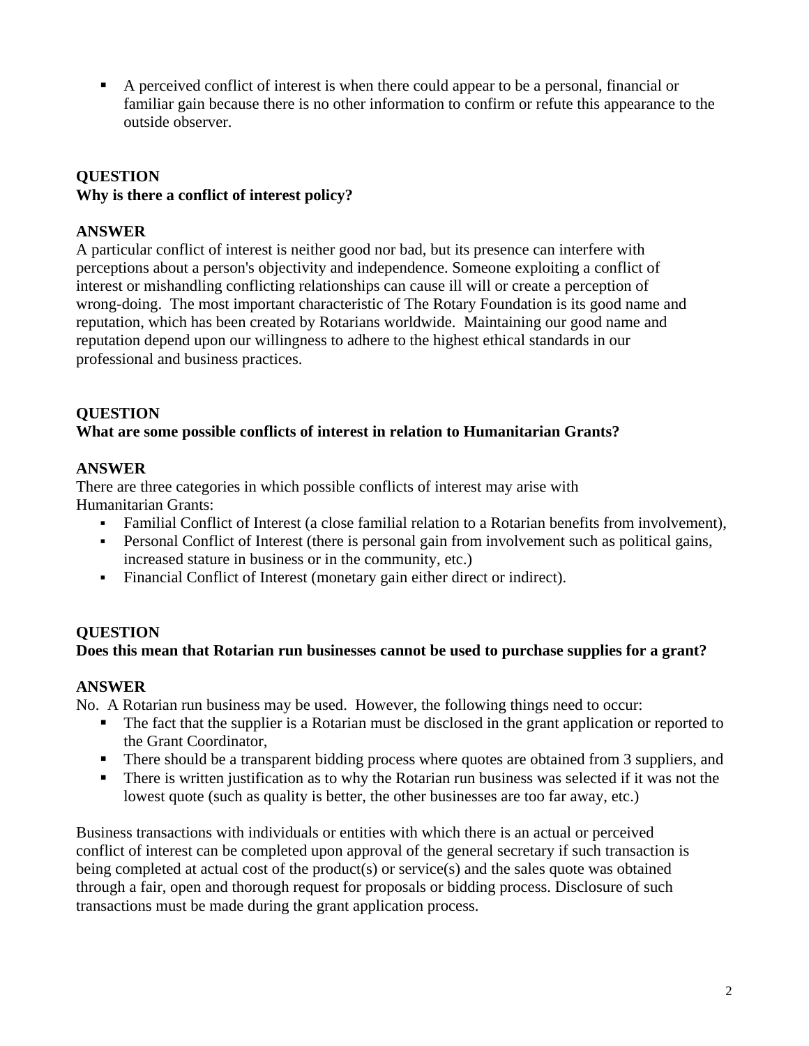- A perceived conflict of interest is when there could appear to be a personal, financial or familiar gain because there is no other information to confirm or refute this appearance to the outside observer.

**QUESTION**
**Why is there a conflict of interest policy?**

**ANSWER**
A particular conflict of interest is neither good nor bad, but its presence can interfere with perceptions about a person's objectivity and independence. Someone exploiting a conflict of interest or mishandling conflicting relationships can cause ill will or create a perception of wrong-doing. The most important characteristic of The Rotary Foundation is its good name and reputation, which has been created by Rotarians worldwide. Maintaining our good name and reputation depend upon our willingness to adhere to the highest ethical standards in our professional and business practices.

**QUESTION**
**What are some possible conflicts of interest in relation to Humanitarian Grants?**

**ANSWER**
There are three categories in which possible conflicts of interest may arise with Humanitarian Grants:

- Familial Conflict of Interest (a close familial relation to a Rotarian benefits from involvement),
- Personal Conflict of Interest (there is personal gain from involvement such as political gains, increased stature in business or in the community, etc.)
- Financial Conflict of Interest (monetary gain either direct or indirect).

**QUESTION**
**Does this mean that Rotarian run businesses cannot be used to purchase supplies for a grant?**

**ANSWER**
No. A Rotarian run business may be used. However, the following things need to occur:

- The fact that the supplier is a Rotarian must be disclosed in the grant application or reported to the Grant Coordinator,
- There should be a transparent bidding process where quotes are obtained from 3 suppliers, and
- There is written justification as to why the Rotarian run business was selected if it was not the lowest quote (such as quality is better, the other businesses are too far away, etc.)

Business transactions with individuals or entities with which there is an actual or perceived conflict of interest can be completed upon approval of the general secretary if such transaction is being completed at actual cost of the product(s) or service(s) and the sales quote was obtained through a fair, open and thorough request for proposals or bidding process. Disclosure of such transactions must be made during the grant application process.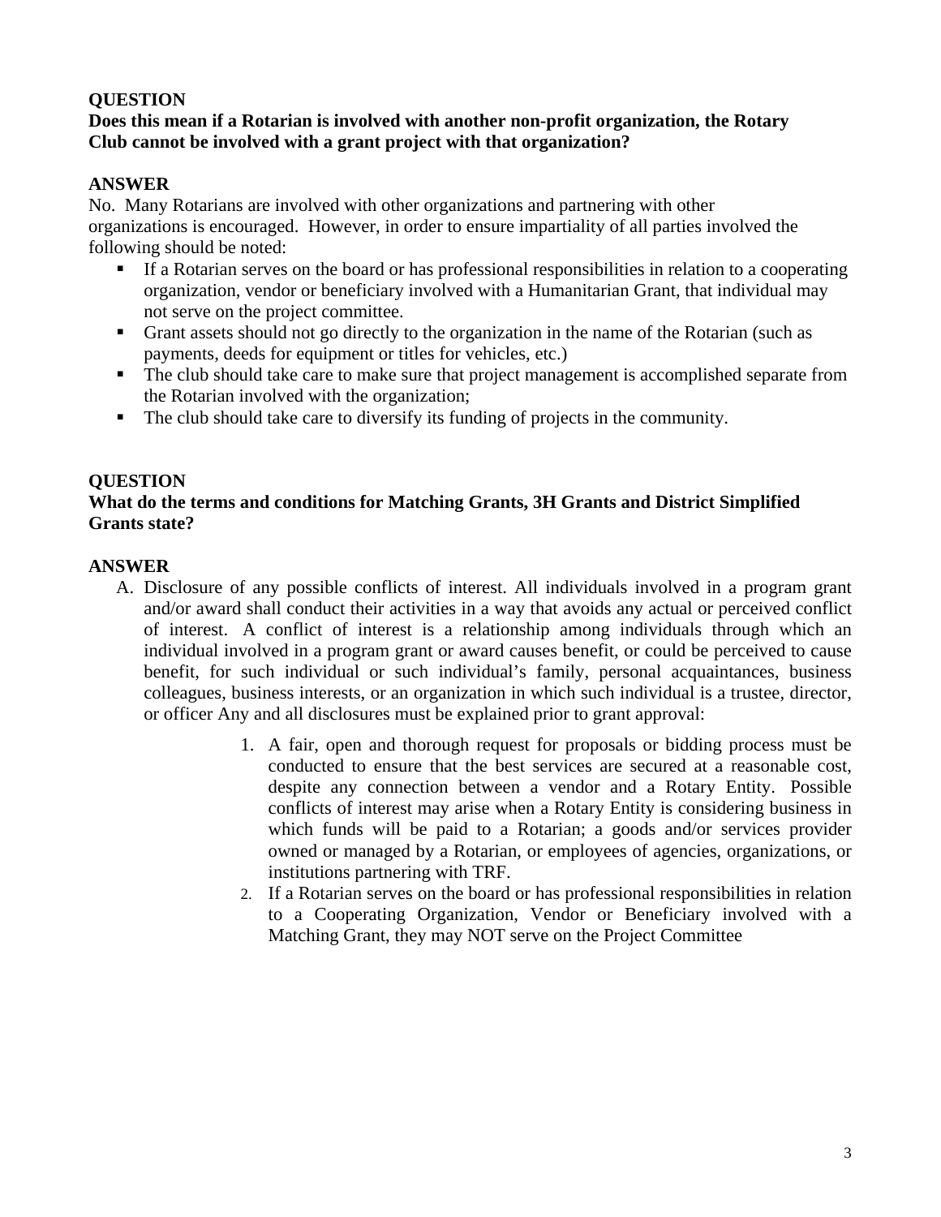**QUESTION**
**Does this mean if a Rotarian is involved with another non-profit organization, the Rotary Club cannot be involved with a grant project with that organization?**

**ANSWER**
No. Many Rotarians are involved with other organizations and partnering with other organizations is encouraged. However, in order to ensure impartiality of all parties involved the following should be noted:

- If a Rotarian serves on the board or has professional responsibilities in relation to a cooperating organization, vendor or beneficiary involved with a Humanitarian Grant, that individual may not serve on the project committee.
- Grant assets should not go directly to the organization in the name of the Rotarian (such as payments, deeds for equipment or titles for vehicles, etc.)
- The club should take care to make sure that project management is accomplished separate from the Rotarian involved with the organization;
- The club should take care to diversify its funding of projects in the community.

**QUESTION**
**What do the terms and conditions for Matching Grants, 3H Grants and District Simplified Grants state?**

**ANSWER**

A. Disclosure of any possible conflicts of interest. All individuals involved in a program grant and/or award shall conduct their activities in a way that avoids any actual or perceived conflict of interest. A conflict of interest is a relationship among individuals through which an individual involved in a program grant or award causes benefit, or could be perceived to cause benefit, for such individual or such individual's family, personal acquaintances, business colleagues, business interests, or an organization in which such individual is a trustee, director, or officer Any and all disclosures must be explained prior to grant approval:

    1. A fair, open and thorough request for proposals or bidding process must be conducted to ensure that the best services are secured at a reasonable cost, despite any connection between a vendor and a Rotary Entity. Possible conflicts of interest may arise when a Rotary Entity is considering business in which funds will be paid to a Rotarian; a goods and/or services provider owned or managed by a Rotarian, or employees of agencies, organizations, or institutions partnering with TRF.
    2. If a Rotarian serves on the board or has professional responsibilities in relation to a Cooperating Organization, Vendor or Beneficiary involved with a Matching Grant, they may NOT serve on the Project Committee